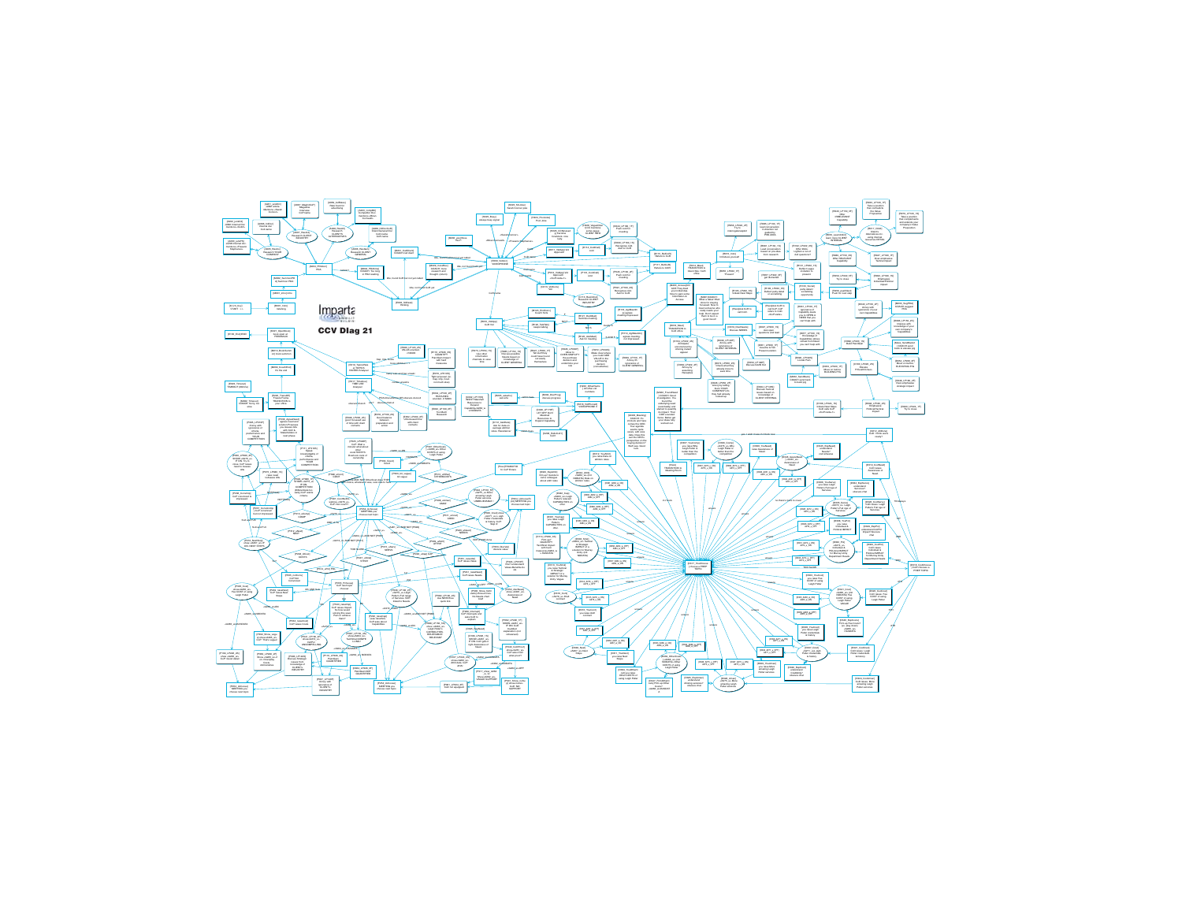Imparta

CCV Diag 21